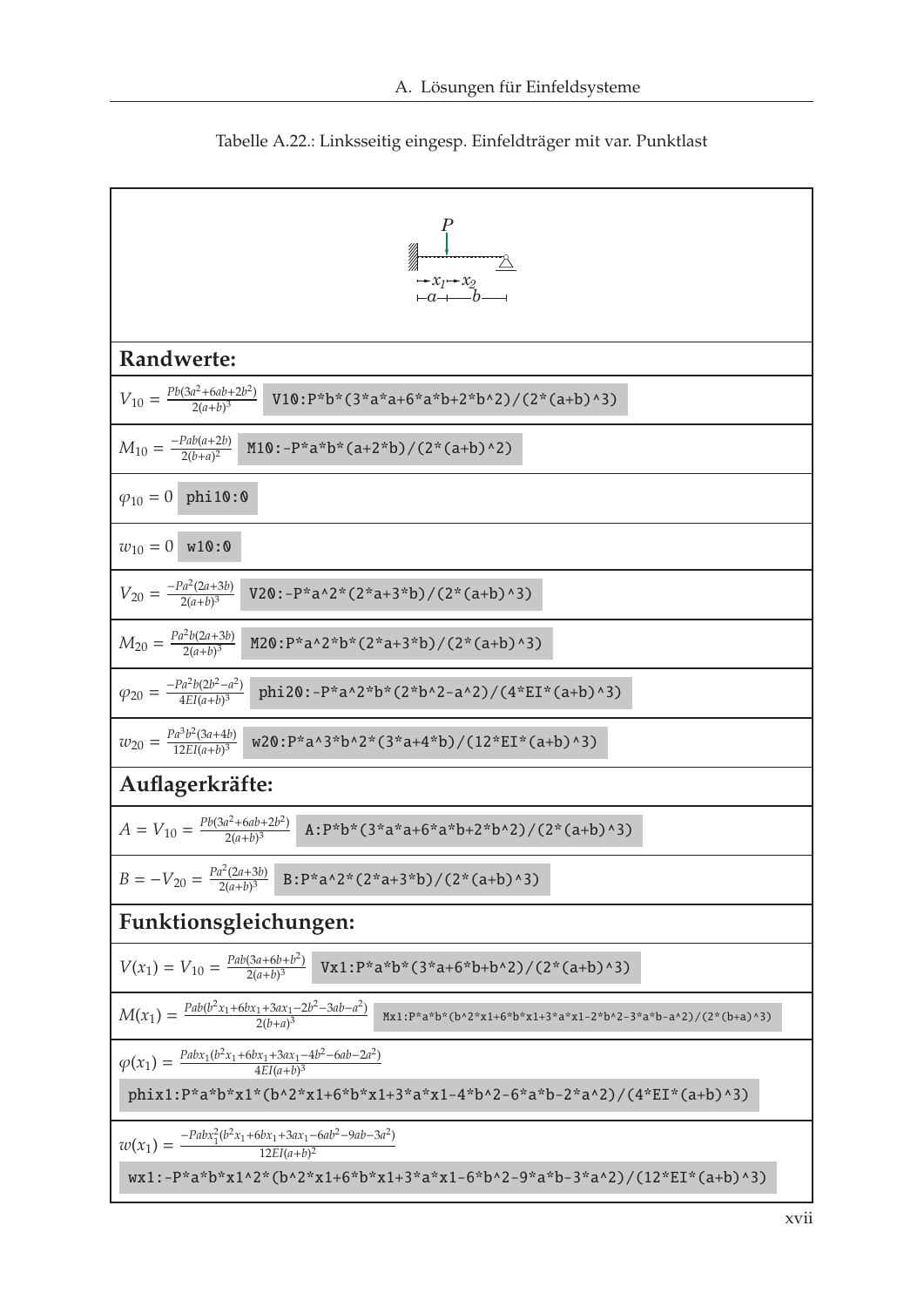Tabelle A.22.: Linksseitig eingesp. Einfeldträger mit var. Punktlast

| |
|---|
| $P$; $x_1$, $x_2$; $a$, $b$ |
| **Randwerte:** |
| $V_{10} = \frac{Pb(3a^2+6ab+2b^2)}{2(a+b)^3}$ `V10:P*b*(3*a*a+6*a*b+2*b^2)/(2*(a+b)^3)` |
| $M_{10} = \frac{-Pab(a+2b)}{2(b+a)^2}$ `M10:-P*a*b*(a+2*b)/(2*(a+b)^2)` |
| $\varphi_{10} = 0$ `phi10:0` |
| $w_{10} = 0$ `w10:0` |
| $V_{20} = \frac{-Pa^2(2a+3b)}{2(a+b)^3}$ `V20:-P*a^2*(2*a+3*b)/(2*(a+b)^3)` |
| $M_{20} = \frac{Pa^2b(2a+3b)}{2(a+b)^3}$ `M20:P*a^2*b*(2*a+3*b)/(2*(a+b)^3)` |
| $\varphi_{20} = \frac{-Pa^2b(2b^2-a^2)}{4EI(a+b)^3}$ `phi20:-P*a^2*b*(2*b^2-a^2)/(4*EI*(a+b)^3)` |
| $w_{20} = \frac{Pa^3b^2(3a+4b)}{12EI(a+b)^3}$ `w20:P*a^3*b^2*(3*a+4*b)/(12*EI*(a+b)^3)` |
| **Auflagerkräfte:** |
| $A = V_{10} = \frac{Pb(3a^2+6ab+2b^2)}{2(a+b)^3}$ `A:P*b*(3*a*a+6*a*b+2*b^2)/(2*(a+b)^3)` |
| $B = -V_{20} = \frac{Pa^2(2a+3b)}{2(a+b)^3}$ `B:P*a^2*(2*a+3*b)/(2*(a+b)^3)` |
| **Funktionsgleichungen:** |
| $V(x_1) = V_{10} = \frac{Pab(3a+6b+b^2)}{2(a+b)^3}$ `Vx1:P*a*b*(3*a+6*b+b^2)/(2*(a+b)^3)` |
| $M(x_1) = \frac{Pab(b^2x_1+6bx_1+3ax_1-2b^2-3ab-a^2)}{2(b+a)^3}$ `Mx1:P*a*b*(b^2*x1+6*b*x1+3*a*x1-2*b^2-3*a*b-a^2)/(2*(b+a)^3)` |
| $\varphi(x_1) = \frac{Pabx_1(b^2x_1+6bx_1+3ax_1-4b^2-6ab-2a^2)}{4EI(a+b)^3}$ `phix1:P*a*b*x1*(b^2*x1+6*b*x1+3*a*x1-4*b^2-6*a*b-2*a^2)/(4*EI*(a+b)^3)` |
| $w(x_1) = \frac{-Pabx_1^2(b^2x_1+6bx_1+3ax_1-6ab^2-9ab-3a^2)}{12EI(a+b)^2}$ `wx1:-P*a*b*x1^2*(b^2*x1+6*b*x1+3*a*x1-6*b^2-9*a*b-3*a^2)/(12*EI*(a+b)^3)` |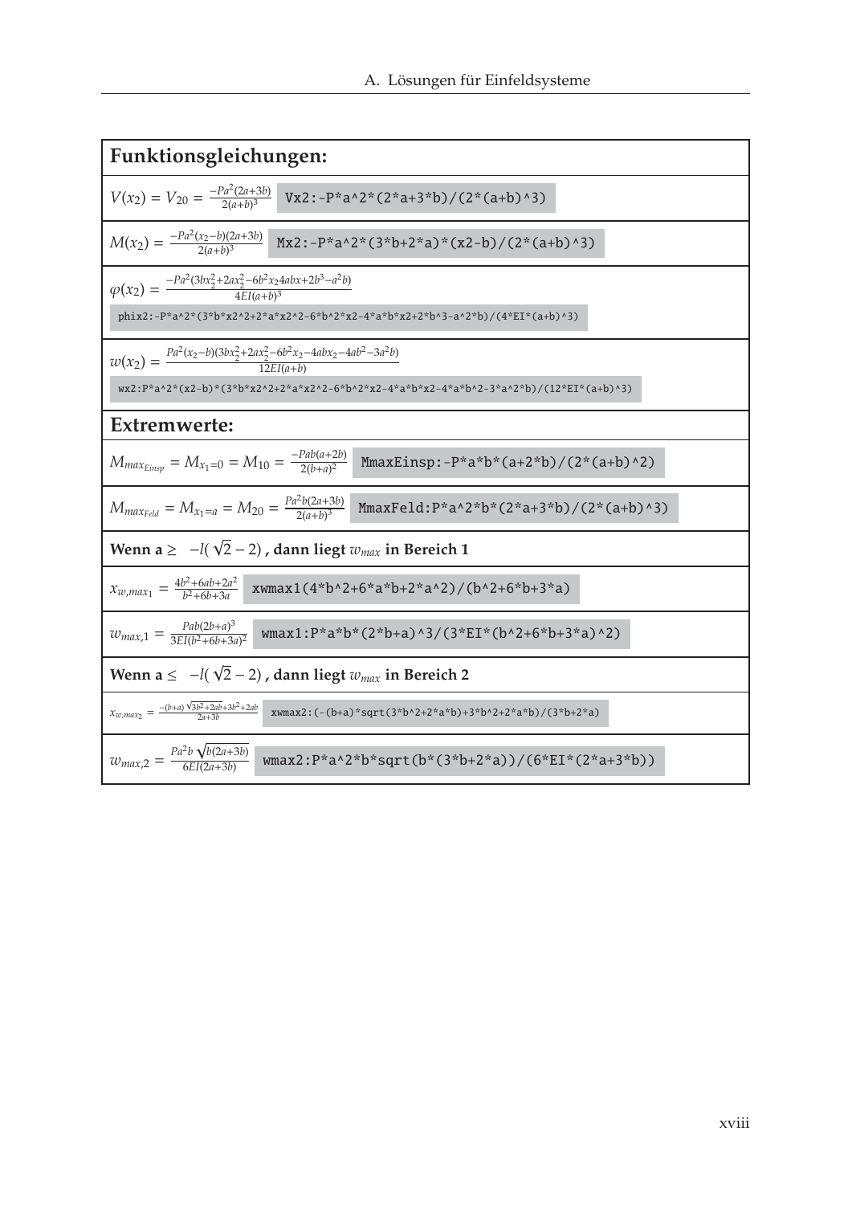## Funktionsgleichungen:

$V(x_2) = V_{20} = \frac{-Pa^2(2a+3b)}{2(a+b)^3}$

```
Vx2:-P*a^2*(2*a+3*b)/(2*(a+b)^3)
```

$M(x_2) = \frac{-Pa^2(x_2-b)(2a+3b)}{2(a+b)^3}$

```
Mx2:-P*a^2*(3*b+2*a)*(x2-b)/(2*(a+b)^3)
```

$\varphi(x_2) = \frac{-Pa^2(3bx_2^2+2ax_2^2-6b^2x_2 4abx+2b^3-a^2b)}{4EI(a+b)^3}$

```
phix2:-P*a^2*(3*b*x2^2+2*a*x2^2-6*b^2*x2-4*a*b*x2+2*b^3-a^2*b)/(4*EI*(a+b)^3)
```

$w(x_2) = \frac{Pa^2(x_2-b)(3bx_2^2+2ax_2^2-6b^2x_2-4abx_2-4ab^2-3a^2b)}{12EI(a+b)}$

```
wx2:P*a^2*(x2-b)*(3*b*x2^2+2*a*x2^2-6*b^2*x2-4*a*b*x2-4*a*b^2-3*a^2*b)/(12*EI*(a+b)^3)
```

## Extremwerte:

$M_{max_{Einsp}} = M_{x_1=0} = M_{10} = \frac{-Pab(a+2b)}{2(b+a)^2}$

```
MmaxEinsp:-P*a*b*(a+2*b)/(2*(a+b)^2)
```

$M_{max_{Feld}} = M_{x_1=a} = M_{20} = \frac{Pa^2b(2a+3b)}{2(a+b)^3}$

```
MmaxFeld:P*a^2*b*(2*a+3*b)/(2*(a+b)^3)
```

**Wenn a $\geq \; -l(\sqrt{2}-2)$, dann liegt $w_{max}$ in Bereich 1**

$x_{w,max_1} = \frac{4b^2+6ab+2a^2}{b^2+6b+3a}$

```
xwmax1(4*b^2+6*a*b+2*a^2)/(b^2+6*b+3*a)
```

$w_{max,1} = \frac{Pab(2b+a)^3}{3EI(b^2+6b+3a)^2}$

```
wmax1:P*a*b*(2*b+a)^3/(3*EI*(b^2+6*b+3*a)^2)
```

**Wenn a $\leq \; -l(\sqrt{2}-2)$, dann liegt $w_{max}$ in Bereich 2**

$x_{w,max_2} = \frac{-(b+a)\sqrt{3b^2+2ab}+3b^2+2ab}{2a+3b}$

```
xwmax2:(-(b+a)*sqrt(3*b^2+2*a*b)+3*b^2+2*a*b)/(3*b+2*a)
```

$w_{max,2} = \frac{Pa^2b\sqrt{b(2a+3b)}}{6EI(2a+3b)}$

```
wmax2:P*a^2*b*sqrt(b*(3*b+2*a))/(6*EI*(2*a+3*b))
```